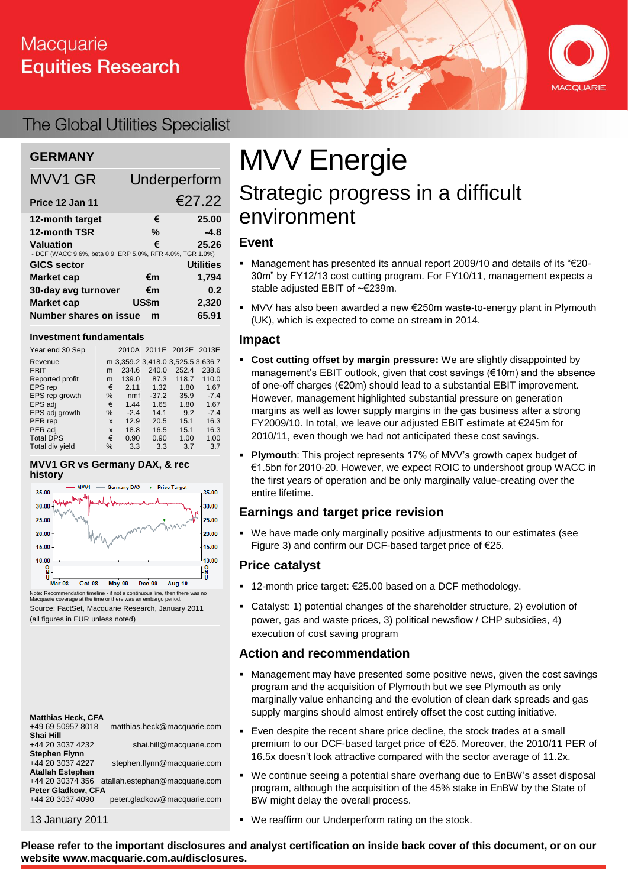# MVV Energie

## Strategic progress in a difficult environment

**GERMANY**

| MVV1 GR | | Underperform |
|---|---|---|
| **Price 12 Jan 11** | | €27.22 |
| **12-month target** | € | 25.00 |
| **12-month TSR** | % | -4.8 |
| **Valuation** | € | 25.26 |
| - DCF (WACC 9.6%, beta 0.9, ERP 5.0%, RFR 4.0%, TGR 1.0%) | | |
| **GICS sector** | | Utilities |
| **Market cap** | €m | 1,794 |
| **30-day avg turnover** | €m | 0.2 |
| **Market cap** | US$m | 2,320 |
| **Number shares on issue** | m | 65.91 |

**Investment fundamentals**

| Year end 30 Sep | | 2010A | 2011E | 2012E | 2013E |
|---|---|---|---|---|---|
| Revenue | m | 3,359.2 | 3,418.0 | 3,525.5 | 3,636.7 |
| EBIT | m | 234.6 | 240.0 | 252.4 | 238.6 |
| Reported profit | m | 139.0 | 87.3 | 118.7 | 110.0 |
| EPS rep | € | 2.11 | 1.32 | 1.80 | 1.67 |
| EPS rep growth | % | nmf | -37.2 | 35.9 | -7.4 |
| EPS adj | € | 1.44 | 1.65 | 1.80 | 1.67 |
| EPS adj growth | % | -2.4 | 14.1 | 9.2 | -7.4 |
| PER rep | x | 12.9 | 20.5 | 15.1 | 16.3 |
| PER adj | x | 18.8 | 16.5 | 15.1 | 16.3 |
| Total DPS | € | 0.90 | 0.90 | 1.00 | 1.00 |
| Total div yield | % | 3.3 | 3.3 | 3.7 | 3.7 |

**MVV1 GR vs Germany DAX, & rec history**

Note: Recommendation timeline - if not a continuous line, then there was no Macquarie coverage at the time or there was an embargo period.

Source: FactSet, Macquarie Research, January 2011

(all figures in EUR unless noted)

**Matthias Heck, CFA**
+49 69 50957 8018 matthias.heck@macquarie.com
**Shai Hill**
+44 20 3037 4232 shai.hill@macquarie.com
**Stephen Flynn**
+44 20 3037 4227 stephen.flynn@macquarie.com
**Atallah Estephan**
+44 20 30374 356 atallah.estephan@macquarie.com
**Peter Gladkow, CFA**
+44 20 3037 4090 peter.gladkow@macquarie.com

13 January 2011

### Event

- Management has presented its annual report 2009/10 and details of its "€20-30m" by FY12/13 cost cutting program. For FY10/11, management expects a stable adjusted EBIT of ~€239m.
- MVV has also been awarded a new €250m waste-to-energy plant in Plymouth (UK), which is expected to come on stream in 2014.

### Impact

- **Cost cutting offset by margin pressure:** We are slightly disappointed by management's EBIT outlook, given that cost savings (€10m) and the absence of one-off charges (€20m) should lead to a substantial EBIT improvement. However, management highlighted substantial pressure on generation margins as well as lower supply margins in the gas business after a strong FY2009/10. In total, we leave our adjusted EBIT estimate at €245m for 2010/11, even though we had not anticipated these cost savings.
- **Plymouth**: This project represents 17% of MVV's growth capex budget of €1.5bn for 2010-20. However, we expect ROIC to undershoot group WACC in the first years of operation and be only marginally value-creating over the entire lifetime.

### Earnings and target price revision

- We have made only marginally positive adjustments to our estimates (see Figure 3) and confirm our DCF-based target price of €25.

### Price catalyst

- 12-month price target: €25.00 based on a DCF methodology.
- Catalyst: 1) potential changes of the shareholder structure, 2) evolution of power, gas and waste prices, 3) political newsflow / CHP subsidies, 4) execution of cost saving program

### Action and recommendation

- Management may have presented some positive news, given the cost savings program and the acquisition of Plymouth but we see Plymouth as only marginally value enhancing and the evolution of clean dark spreads and gas supply margins should almost entirely offset the cost cutting initiative.
- Even despite the recent share price decline, the stock trades at a small premium to our DCF-based target price of €25. Moreover, the 2010/11 PER of 16.5x doesn't look attractive compared with the sector average of 11.2x.
- We continue seeing a potential share overhang due to EnBW's asset disposal program, although the acquisition of the 45% stake in EnBW by the State of BW might delay the overall process.
- We reaffirm our Underperform rating on the stock.

**Please refer to the important disclosures and analyst certification on inside back cover of this document, or on our website www.macquarie.com.au/disclosures.**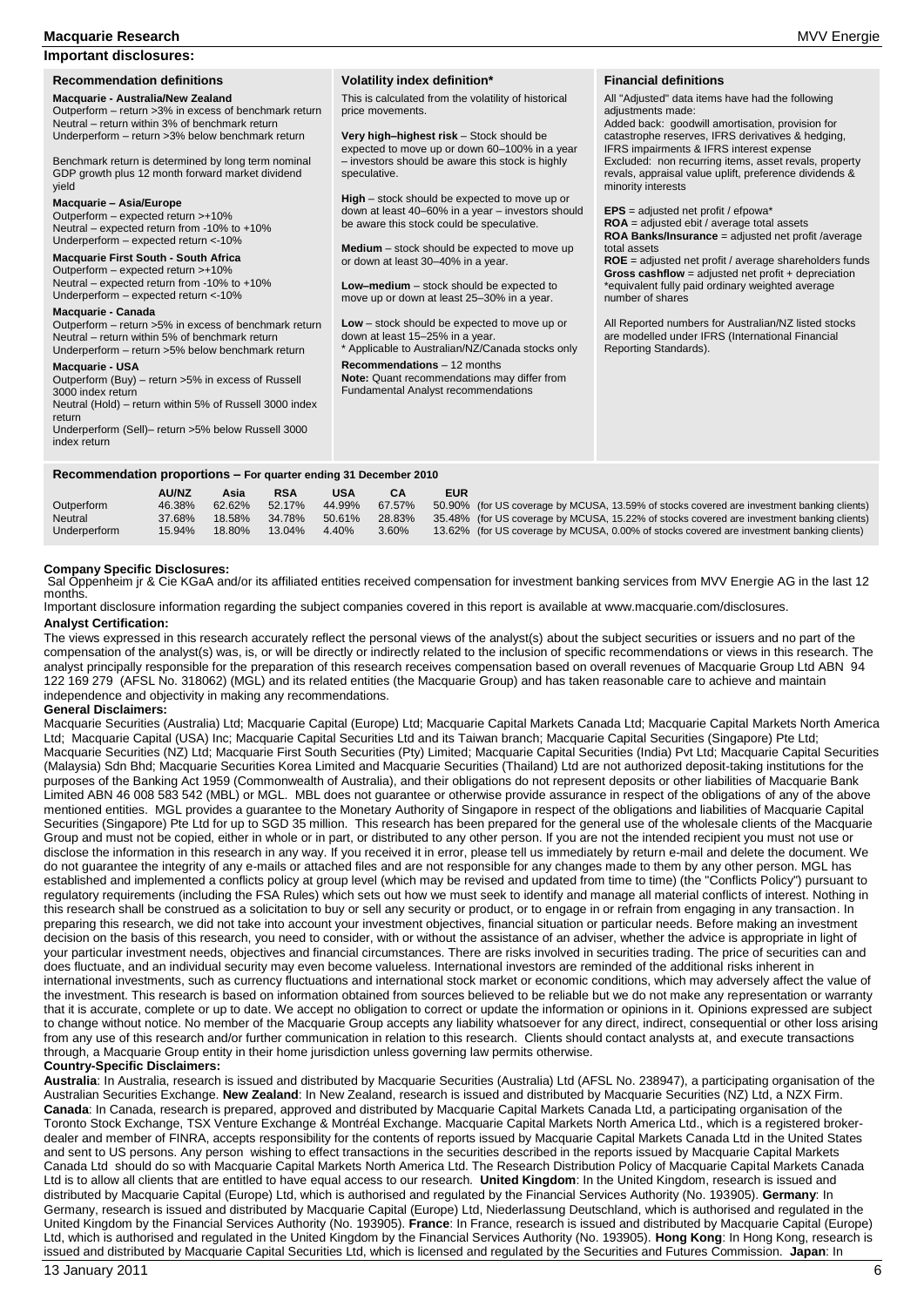## Important disclosures:

### Recommendation definitions

**Macquarie - Australia/New Zealand**
Outperform – return >3% in excess of benchmark return
Neutral – return within 3% of benchmark return
Underperform – return >3% below benchmark return

Benchmark return is determined by long term nominal GDP growth plus 12 month forward market dividend yield

**Macquarie – Asia/Europe**
Outperform – expected return >+10%
Neutral – expected return from -10% to +10%
Underperform – expected return <-10%

**Macquarie First South - South Africa**
Outperform – expected return >+10%
Neutral – expected return from -10% to +10%
Underperform – expected return <-10%

**Macquarie - Canada**
Outperform – return >5% in excess of benchmark return
Neutral – return within 5% of benchmark return
Underperform – return >5% below benchmark return

**Macquarie - USA**
Outperform (Buy) – return >5% in excess of Russell 3000 index return
Neutral (Hold) – return within 5% of Russell 3000 index return
Underperform (Sell)– return >5% below Russell 3000 index return

### Volatility index definition*

This is calculated from the volatility of historical price movements.

**Very high–highest risk** – Stock should be expected to move up or down 60–100% in a year – investors should be aware this stock is highly speculative.

**High** – stock should be expected to move up or down at least 40–60% in a year – investors should be aware this stock could be speculative.

**Medium** – stock should be expected to move up or down at least 30–40% in a year.

**Low–medium** – stock should be expected to move up or down at least 25–30% in a year.

**Low** – stock should be expected to move up or down at least 15–25% in a year.
* Applicable to Australian/NZ/Canada stocks only

**Recommendations** – 12 months
**Note:** Quant recommendations may differ from Fundamental Analyst recommendations

### Financial definitions

All "Adjusted" data items have had the following adjustments made:
Added back: goodwill amortisation, provision for catastrophe reserves, IFRS derivatives & hedging, IFRS impairments & IFRS interest expense
Excluded: non recurring items, asset revals, property revals, appraisal value uplift, preference dividends & minority interests

**EPS** = adjusted net profit / efpowa*
**ROA** = adjusted ebit / average total assets
**ROA Banks/Insurance** = adjusted net profit /average total assets
**ROE** = adjusted net profit / average shareholders funds
**Gross cashflow** = adjusted net profit + depreciation
*equivalent fully paid ordinary weighted average number of shares

All Reported numbers for Australian/NZ listed stocks are modelled under IFRS (International Financial Reporting Standards).

### Recommendation proportions – For quarter ending 31 December 2010

| | AU/NZ | Asia | RSA | USA | CA | EUR | |
|---|---|---|---|---|---|---|---|
| Outperform | 46.38% | 62.62% | 52.17% | 44.99% | 67.57% | 50.90% | (for US coverage by MCUSA, 13.59% of stocks covered are investment banking clients) |
| Neutral | 37.68% | 18.58% | 34.78% | 50.61% | 28.83% | 35.48% | (for US coverage by MCUSA, 15.22% of stocks covered are investment banking clients) |
| Underperform | 15.94% | 18.80% | 13.04% | 4.40% | 3.60% | 13.62% | (for US coverage by MCUSA, 0.00% of stocks covered are investment banking clients) |

**Company Specific Disclosures:**
Sal Oppenheim jr & Cie KGaA and/or its affiliated entities received compensation for investment banking services from MVV Energie AG in the last 12 months.

Important disclosure information regarding the subject companies covered in this report is available at www.macquarie.com/disclosures.

**Analyst Certification:**
The views expressed in this research accurately reflect the personal views of the analyst(s) about the subject securities or issuers and no part of the compensation of the analyst(s) was, is, or will be directly or indirectly related to the inclusion of specific recommendations or views in this research. The analyst principally responsible for the preparation of this research receives compensation based on overall revenues of Macquarie Group Ltd ABN 94 122 169 279 (AFSL No. 318062) (MGL) and its related entities (the Macquarie Group) and has taken reasonable care to achieve and maintain independence and objectivity in making any recommendations.

**General Disclaimers:**
Macquarie Securities (Australia) Ltd; Macquarie Capital (Europe) Ltd; Macquarie Capital Markets Canada Ltd; Macquarie Capital Markets North America Ltd; Macquarie Capital (USA) Inc; Macquarie Capital Securities Ltd and its Taiwan branch; Macquarie Capital Securities (Singapore) Pte Ltd; Macquarie Securities (NZ) Ltd; Macquarie First South Securities (Pty) Limited; Macquarie Capital Securities (India) Pvt Ltd; Macquarie Capital Securities (Malaysia) Sdn Bhd; Macquarie Securities Korea Limited and Macquarie Securities (Thailand) Ltd are not authorized deposit-taking institutions for the purposes of the Banking Act 1959 (Commonwealth of Australia), and their obligations do not represent deposits or other liabilities of Macquarie Bank Limited ABN 46 008 583 542 (MBL) or MGL. MBL does not guarantee or otherwise provide assurance in respect of the obligations of any of the above mentioned entities. MGL provides a guarantee to the Monetary Authority of Singapore in respect of the obligations and liabilities of Macquarie Capital Securities (Singapore) Pte Ltd for up to SGD 35 million. This research has been prepared for the general use of the wholesale clients of the Macquarie Group and must not be copied, either in whole or in part, or distributed to any other person. If you are not the intended recipient you must not use or disclose the information in this research in any way. If you received it in error, please tell us immediately by return e-mail and delete the document. We do not guarantee the integrity of any e-mails or attached files and are not responsible for any changes made to them by any other person. MGL has established and implemented a conflicts policy at group level (which may be revised and updated from time to time) (the "Conflicts Policy") pursuant to regulatory requirements (including the FSA Rules) which sets out how we must seek to identify and manage all material conflicts of interest. Nothing in this research shall be construed as a solicitation to buy or sell any security or product, or to engage in or refrain from engaging in any transaction. In preparing this research, we did not take into account your investment objectives, financial situation or particular needs. Before making an investment decision on the basis of this research, you need to consider, with or without the assistance of an adviser, whether the advice is appropriate in light of your particular investment needs, objectives and financial circumstances. There are risks involved in securities trading. The price of securities can and does fluctuate, and an individual security may even become valueless. International investors are reminded of the additional risks inherent in international investments, such as currency fluctuations and international stock market or economic conditions, which may adversely affect the value of the investment. This research is based on information obtained from sources believed to be reliable but we do not make any representation or warranty that it is accurate, complete or up to date. We accept no obligation to correct or update the information or opinions in it. Opinions expressed are subject to change without notice. No member of the Macquarie Group accepts any liability whatsoever for any direct, indirect, consequential or other loss arising from any use of this research and/or further communication in relation to this research. Clients should contact analysts at, and execute transactions through, a Macquarie Group entity in their home jurisdiction unless governing law permits otherwise.

**Country-Specific Disclaimers:**
**Australia**: In Australia, research is issued and distributed by Macquarie Securities (Australia) Ltd (AFSL No. 238947), a participating organisation of the Australian Securities Exchange. **New Zealand**: In New Zealand, research is issued and distributed by Macquarie Securities (NZ) Ltd, a NZX Firm. **Canada**: In Canada, research is prepared, approved and distributed by Macquarie Capital Markets Canada Ltd, a participating organisation of the Toronto Stock Exchange, TSX Venture Exchange & Montréal Exchange. Macquarie Capital Markets North America Ltd., which is a registered broker-dealer and member of FINRA, accepts responsibility for the contents of reports issued by Macquarie Capital Markets Canada Ltd in the United States and sent to US persons. Any person wishing to effect transactions in the securities described in the reports issued by Macquarie Capital Markets Canada Ltd should do so with Macquarie Capital Markets North America Ltd. The Research Distribution Policy of Macquarie Capital Markets Canada Ltd is to allow all clients that are entitled to have equal access to our research. **United Kingdom**: In the United Kingdom, research is issued and distributed by Macquarie Capital (Europe) Ltd, which is authorised and regulated by the Financial Services Authority (No. 193905). **Germany**: In Germany, research is issued and distributed by Macquarie Capital (Europe) Ltd, Niederlassung Deutschland, which is authorised and regulated in the United Kingdom by the Financial Services Authority (No. 193905). **France**: In France, research is issued and distributed by Macquarie Capital (Europe) Ltd, which is authorised and regulated in the United Kingdom by the Financial Services Authority (No. 193905). **Hong Kong**: In Hong Kong, research is issued and distributed by Macquarie Capital Securities Ltd, which is licensed and regulated by the Securities and Futures Commission. **Japan**: In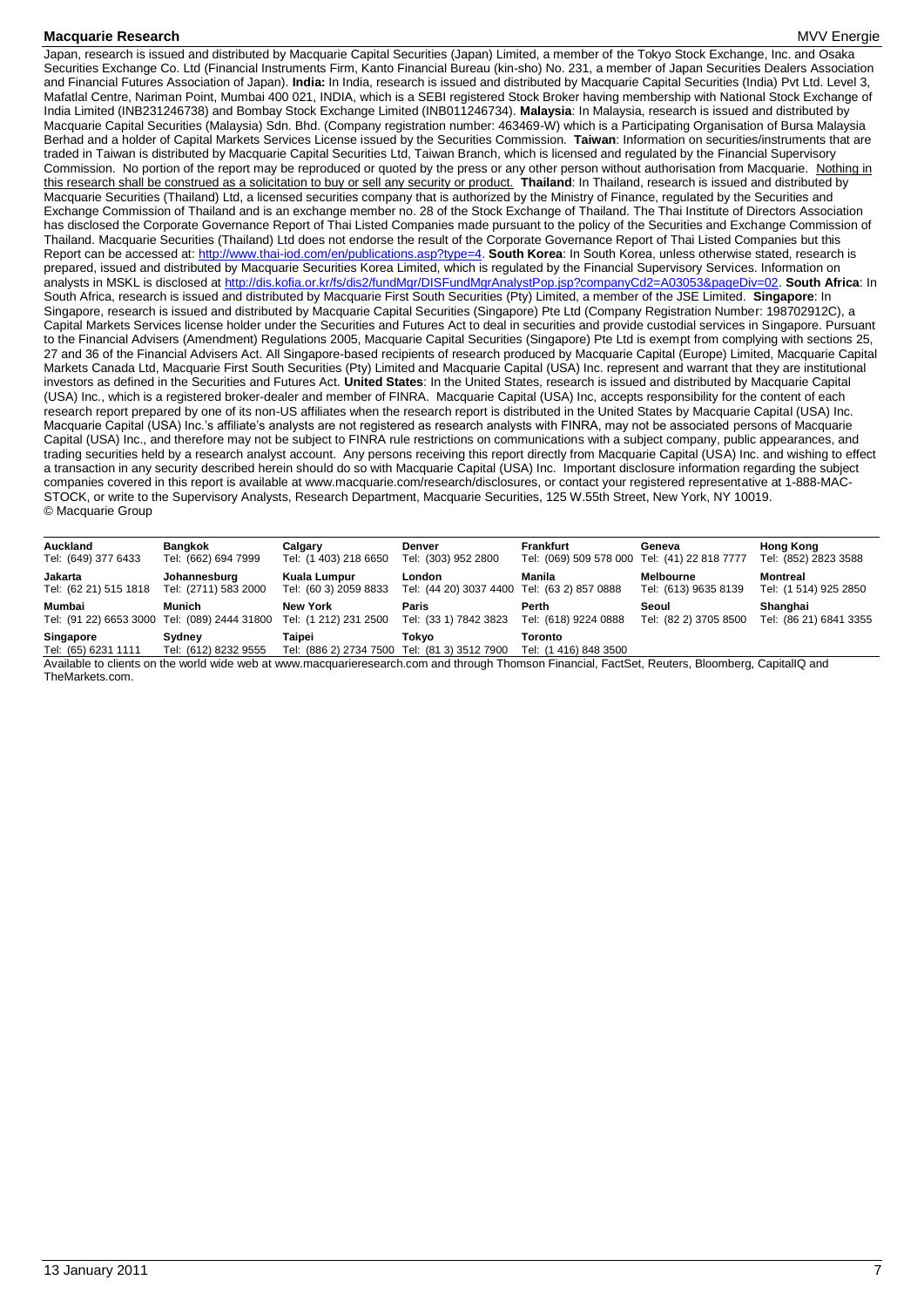Japan, research is issued and distributed by Macquarie Capital Securities (Japan) Limited, a member of the Tokyo Stock Exchange, Inc. and Osaka Securities Exchange Co. Ltd (Financial Instruments Firm, Kanto Financial Bureau (kin-sho) No. 231, a member of Japan Securities Dealers Association and Financial Futures Association of Japan). **India:** In India, research is issued and distributed by Macquarie Capital Securities (India) Pvt Ltd. Level 3, Mafatlal Centre, Nariman Point, Mumbai 400 021, INDIA, which is a SEBI registered Stock Broker having membership with National Stock Exchange of India Limited (INB231246738) and Bombay Stock Exchange Limited (INB011246734). **Malaysia**: In Malaysia, research is issued and distributed by Macquarie Capital Securities (Malaysia) Sdn. Bhd. (Company registration number: 463469-W) which is a Participating Organisation of Bursa Malaysia Berhad and a holder of Capital Markets Services License issued by the Securities Commission. **Taiwan**: Information on securities/instruments that are traded in Taiwan is distributed by Macquarie Capital Securities Ltd, Taiwan Branch, which is licensed and regulated by the Financial Supervisory Commission. No portion of the report may be reproduced or quoted by the press or any other person without authorisation from Macquarie. Nothing in this research shall be construed as a solicitation to buy or sell any security or product. **Thailand**: In Thailand, research is issued and distributed by Macquarie Securities (Thailand) Ltd, a licensed securities company that is authorized by the Ministry of Finance, regulated by the Securities and Exchange Commission of Thailand and is an exchange member no. 28 of the Stock Exchange of Thailand. The Thai Institute of Directors Association has disclosed the Corporate Governance Report of Thai Listed Companies made pursuant to the policy of the Securities and Exchange Commission of Thailand. Macquarie Securities (Thailand) Ltd does not endorse the result of the Corporate Governance Report of Thai Listed Companies but this Report can be accessed at: http://www.thai-iod.com/en/publications.asp?type=4. **South Korea**: In South Korea, unless otherwise stated, research is prepared, issued and distributed by Macquarie Securities Korea Limited, which is regulated by the Financial Supervisory Services. Information on analysts in MSKL is disclosed at http://dis.kofia.or.kr/fs/dis2/fundMgr/DISFundMgrAnalystPop.jsp?companyCd2=A03053&pageDiv=02. **South Africa**: In South Africa, research is issued and distributed by Macquarie First South Securities (Pty) Limited, a member of the JSE Limited. **Singapore**: In Singapore, research is issued and distributed by Macquarie Capital Securities (Singapore) Pte Ltd (Company Registration Number: 198702912C), a Capital Markets Services license holder under the Securities and Futures Act to deal in securities and provide custodial services in Singapore. Pursuant to the Financial Advisers (Amendment) Regulations 2005, Macquarie Capital Securities (Singapore) Pte Ltd is exempt from complying with sections 25, 27 and 36 of the Financial Advisers Act. All Singapore-based recipients of research produced by Macquarie Capital (Europe) Limited, Macquarie Capital Markets Canada Ltd, Macquarie First South Securities (Pty) Limited and Macquarie Capital (USA) Inc. represent and warrant that they are institutional investors as defined in the Securities and Futures Act. **United States**: In the United States, research is issued and distributed by Macquarie Capital (USA) Inc., which is a registered broker-dealer and member of FINRA. Macquarie Capital (USA) Inc, accepts responsibility for the content of each research report prepared by one of its non-US affiliates when the research report is distributed in the United States by Macquarie Capital (USA) Inc. Macquarie Capital (USA) Inc.'s affiliate's analysts are not registered as research analysts with FINRA, may not be associated persons of Macquarie Capital (USA) Inc., and therefore may not be subject to FINRA rule restrictions on communications with a subject company, public appearances, and trading securities held by a research analyst account. Any persons receiving this report directly from Macquarie Capital (USA) Inc. and wishing to effect a transaction in any security described herein should do so with Macquarie Capital (USA) Inc. Important disclosure information regarding the subject companies covered in this report is available at www.macquarie.com/research/disclosures, or contact your registered representative at 1-888-MAC-STOCK, or write to the Supervisory Analysts, Research Department, Macquarie Securities, 125 W.55th Street, New York, NY 10019.
© Macquarie Group

| **Auckland** | **Bangkok** | **Calgary** | **Denver** | **Frankfurt** | **Geneva** | **Hong Kong** |
|---|---|---|---|---|---|---|
| Tel: (649) 377 6433 | Tel: (662) 694 7999 | Tel: (1 403) 218 6650 | Tel: (303) 952 2800 | Tel: (069) 509 578 000 | Tel: (41) 22 818 7777 | Tel: (852) 2823 3588 |
| **Jakarta** | **Johannesburg** | **Kuala Lumpur** | **London** | **Manila** | **Melbourne** | **Montreal** |
| Tel: (62 21) 515 1818 | Tel: (2711) 583 2000 | Tel: (60 3) 2059 8833 | Tel: (44 20) 3037 4400 | Tel: (63 2) 857 0888 | Tel: (613) 9635 8139 | Tel: (1 514) 925 2850 |
| **Mumbai** | **Munich** | **New York** | **Paris** | **Perth** | **Seoul** | **Shanghai** |
| Tel: (91 22) 6653 3000 | Tel: (089) 2444 31800 | Tel: (1 212) 231 2500 | Tel: (33 1) 7842 3823 | Tel: (618) 9224 0888 | Tel: (82 2) 3705 8500 | Tel: (86 21) 6841 3355 |
| **Singapore** | **Sydney** | **Taipei** | **Tokyo** | **Toronto** | | |
| Tel: (65) 6231 1111 | Tel: (612) 8232 9555 | Tel: (886 2) 2734 7500 | Tel: (81 3) 3512 7900 | Tel: (1 416) 848 3500 | | |

Available to clients on the world wide web at www.macquarieresearch.com and through Thomson Financial, FactSet, Reuters, Bloomberg, CapitalIQ and TheMarkets.com.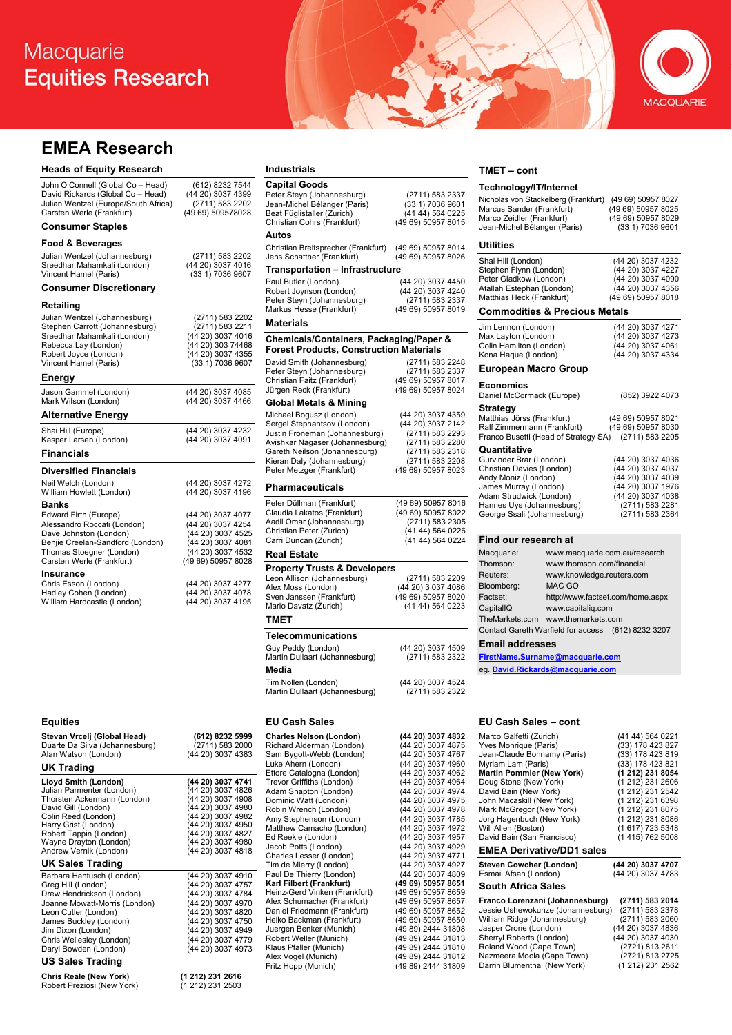# Macquarie Equities Research

MACQUARIE

## EMEA Research

### Heads of Equity Research

| | |
|---|---|
| John O'Connell (Global Co – Head) | (612) 8232 7544 |
| David Rickards (Global Co – Head) | (44 20) 3037 4399 |
| Julian Wentzel (Europe/South Africa) | (2711) 583 2202 |
| Carsten Werle (Frankfurt) | (49 69) 509578028 |

### Consumer Staples

#### Food & Beverages

| | |
|---|---|
| Julian Wentzel (Johannesburg) | (2711) 583 2202 |
| Sreedhar Mahamkali (London) | (44 20) 3037 4016 |
| Vincent Hamel (Paris) | (33 1) 7036 9607 |

### Consumer Discretionary

#### Retailing

| | |
|---|---|
| Julian Wentzel (Johannesburg) | (2711) 583 2202 |
| Stephen Carrott (Johannesburg) | (2711) 583 2211 |
| Sreedhar Mahamkali (London) | (44 20) 3037 4016 |
| Rebecca Lay (London) | (44 20) 303 74468 |
| Robert Joyce (London) | (44 20) 3037 4355 |
| Vincent Hamel (Paris) | (33 1) 7036 9607 |

### Energy

| | |
|---|---|
| Jason Gammel (London) | (44 20) 3037 4085 |
| Mark Wilson (London) | (44 20) 3037 4466 |

### Alternative Energy

| | |
|---|---|
| Shai Hill (Europe) | (44 20) 3037 4232 |
| Kasper Larsen (London) | (44 20) 3037 4091 |

### Financials

#### Diversified Financials

| | |
|---|---|
| Neil Welch (London) | (44 20) 3037 4272 |
| William Howlett (London) | (44 20) 3037 4196 |

#### Banks

| | |
|---|---|
| Edward Firth (Europe) | (44 20) 3037 4077 |
| Alessandro Roccati (London) | (44 20) 3037 4254 |
| Dave Johnston (London) | (44 20) 3037 4525 |
| Benjie Creelan-Sandford (London) | (44 20) 3037 4081 |
| Thomas Stoegner (London) | (44 20) 3037 4532 |
| Carsten Werle (Frankfurt) | (49 69) 50957 8028 |

#### Insurance

| | |
|---|---|
| Chris Esson (London) | (44 20) 3037 4277 |
| Hadley Cohen (London) | (44 20) 3037 4078 |
| William Hardcastle (London) | (44 20) 3037 4195 |

### Industrials

#### Capital Goods

| | |
|---|---|
| Peter Steyn (Johannesburg) | (2711) 583 2337 |
| Jean-Michel Bélanger (Paris) | (33 1) 7036 9601 |
| Beat Füglistaller (Zurich) | (41 44) 564 0225 |
| Christian Cohrs (Frankfurt) | (49 69) 50957 8015 |

#### Autos

| | |
|---|---|
| Christian Breitsprecher (Frankfurt) | (49 69) 50957 8014 |
| Jens Schattner (Frankfurt) | (49 69) 50957 8026 |

#### Transportation – Infrastructure

| | |
|---|---|
| Paul Butler (London) | (44 20) 3037 4450 |
| Robert Joynson (London) | (44 20) 3037 4240 |
| Peter Steyn (Johannesburg) | (2711) 583 2337 |
| Markus Hesse (Frankfurt) | (49 69) 50957 8019 |

### Materials

#### Chemicals/Containers, Packaging/Paper & Forest Products, Construction Materials

| | |
|---|---|
| David Smith (Johannesburg) | (2711) 583 2248 |
| Peter Steyn (Johannesburg) | (2711) 583 2337 |
| Christian Faitz (Frankfurt) | (49 69) 50957 8017 |
| Jürgen Reck (Frankfurt) | (49 69) 50957 8024 |

#### Global Metals & Mining

| | |
|---|---|
| Michael Bogusz (London) | (44 20) 3037 4359 |
| Sergei Stephantsov (London) | (44 20) 3037 2142 |
| Justin Froneman (Johannesburg) | (2711) 583 2293 |
| Avishkar Nagaser (Johannesburg) | (2711) 583 2280 |
| Gareth Neilson (Johannesburg) | (2711) 583 2318 |
| Kieran Daly (Johannesburg) | (2711) 583 2208 |
| Peter Metzger (Frankfurt) | (49 69) 50957 8023 |

### Pharmaceuticals

| | |
|---|---|
| Peter Düllman (Frankfurt) | (49 69) 50957 8016 |
| Claudia Lakatos (Frankfurt) | (49 69) 50957 8022 |
| Aadil Omar (Johannesburg) | (2711) 583 2305 |
| Christian Peter (Zurich) | (41 44) 564 0226 |
| Carri Duncan (Zurich) | (41 44) 564 0224 |

### Real Estate

#### Property Trusts & Developers

| | |
|---|---|
| Leon Allison (Johannesburg) | (2711) 583 2209 |
| Alex Moss (London) | (44 20) 3 037 4086 |
| Sven Janssen (Frankfurt) | (49 69) 50957 8020 |
| Mario Davatz (Zurich) | (41 44) 564 0223 |

### TMET

#### Telecommunications

| | |
|---|---|
| Guy Peddy (London) | (44 20) 3037 4509 |
| Martin Dullaart (Johannesburg) | (2711) 583 2322 |

#### Media

| | |
|---|---|
| Tim Nollen (London) | (44 20) 3037 4524 |
| Martin Dullaart (Johannesburg) | (2711) 583 2322 |

### TMET – cont

#### Technology/IT/Internet

| | |
|---|---|
| Nicholas von Stackelberg (Frankfurt) | (49 69) 50957 8027 |
| Marcus Sander (Frankfurt) | (49 69) 50957 8025 |
| Marco Zeidler (Frankfurt) | (49 69) 50957 8029 |
| Jean-Michel Bélanger (Paris) | (33 1) 7036 9601 |

### Utilities

| | |
|---|---|
| Shai Hill (London) | (44 20) 3037 4232 |
| Stephen Flynn (London) | (44 20) 3037 4227 |
| Peter Gladkow (London) | (44 20) 3037 4090 |
| Atallah Estephan (London) | (44 20) 3037 4356 |
| Matthias Heck (Frankfurt) | (49 69) 50957 8018 |

### Commodities & Precious Metals

| | |
|---|---|
| Jim Lennon (London) | (44 20) 3037 4271 |
| Max Layton (London) | (44 20) 3037 4273 |
| Colin Hamilton (London) | (44 20) 3037 4061 |
| Kona Haque (London) | (44 20) 3037 4334 |

### European Macro Group

#### Economics

| | |
|---|---|
| Daniel McCormack (Europe) | (852) 3922 4073 |

#### Strategy

| | |
|---|---|
| Matthias Jörss (Frankfurt) | (49 69) 50957 8021 |
| Ralf Zimmermann (Frankfurt) | (49 69) 50957 8030 |
| Franco Busetti (Head of Strategy SA) | (2711) 583 2205 |

#### Quantitative

| | |
|---|---|
| Gurvinder Brar (London) | (44 20) 3037 4036 |
| Christian Davies (London) | (44 20) 3037 4037 |
| Andy Moniz (London) | (44 20) 3037 4039 |
| James Murray (London) | (44 20) 3037 1976 |
| Adam Strudwick (London) | (44 20) 3037 4038 |
| Hannes Uys (Johannesburg) | (2711) 583 2281 |
| George Ssali (Johannesburg) | (2711) 583 2364 |

### Find our research at

| | |
|---|---|
| Macquarie: | www.macquarie.com.au/research |
| Thomson: | www.thomson.com/financial |
| Reuters: | www.knowledge.reuters.com |
| Bloomberg: | MAC GO |
| Factset: | http://www.factset.com/home.aspx |
| CapitalIQ | www.capitaliq.com |
| TheMarkets.com | www.themarkets.com |

Contact Gareth Warfield for access (612) 8232 3207

### Email addresses

FirstName.Surname@macquarie.com

eg. David.Rickards@macquarie.com

### Equities

| | |
|---|---|
| **Stevan Vrcelj (Global Head)** | **(612) 8232 5999** |
| Duarte Da Silva (Johannesburg) | (2711) 583 2000 |
| Alan Watson (London) | (44 20) 3037 4383 |

### UK Trading

| | |
|---|---|
| **Lloyd Smith (London)** | **(44 20) 3037 4741** |
| Julian Parmenter (London) | (44 20) 3037 4826 |
| Thorsten Ackermann (London) | (44 20) 3037 4908 |
| David Gill (London) | (44 20) 3037 4980 |
| Colin Reed (London) | (44 20) 3037 4982 |
| Harry Grist (London) | (44 20) 3037 4950 |
| Robert Tappin (London) | (44 20) 3037 4827 |
| Wayne Drayton (London) | (44 20) 3037 4980 |
| Andrew Vernik (London) | (44 20) 3037 4818 |

### UK Sales Trading

| | |
|---|---|
| Barbara Hantusch (London) | (44 20) 3037 4910 |
| Greg Hill (London) | (44 20) 3037 4757 |
| Drew Hendrickson (London) | (44 20) 3037 4784 |
| Joanne Mowatt-Morris (London) | (44 20) 3037 4970 |
| Leon Cutler (London) | (44 20) 3037 4820 |
| James Buckley (London) | (44 20) 3037 4750 |
| Jim Dixon (London) | (44 20) 3037 4949 |
| Chris Wellesley (London) | (44 20) 3037 4779 |
| Daryl Bowden (London) | (44 20) 3037 4973 |

### US Sales Trading

| | |
|---|---|
| **Chris Reale (New York)** | **(1 212) 231 2616** |
| Robert Preziosi (New York) | (1 212) 231 2503 |

### EU Cash Sales

| | |
|---|---|
| **Charles Nelson (London)** | **(44 20) 3037 4832** |
| Richard Alderman (London) | (44 20) 3037 4875 |
| Sam Bygott-Webb (London) | (44 20) 3037 4767 |
| Luke Ahern (London) | (44 20) 3037 4960 |
| Ettore Catalogna (London) | (44 20) 3037 4962 |
| Trevor Griffiths (London) | (44 20) 3037 4964 |
| Adam Shapton (London) | (44 20) 3037 4974 |
| Dominic Watt (London) | (44 20) 3037 4975 |
| Robin Wrench (London) | (44 20) 3037 4978 |
| Amy Stephenson (London) | (44 20) 3037 4785 |
| Matthew Camacho (London) | (44 20) 3037 4972 |
| Ed Reekie (London) | (44 20) 3037 4957 |
| Jacob Potts (London) | (44 20) 3037 4929 |
| Charles Lesser (London) | (44 20) 3037 4771 |
| Tim de Mierry (London) | (44 20) 3037 4927 |
| Paul De Thierry (London) | (44 20) 3037 4809 |
| **Karl Filbert (Frankfurt)** | **(49 69) 50957 8651** |
| Heinz-Gerd Vinken (Frankfurt) | (49 69) 50957 8659 |
| Alex Schumacher (Frankfurt) | (49 69) 50957 8657 |
| Daniel Friedmann (Frankfurt) | (49 69) 50957 8652 |
| Heiko Backman (Frankfurt) | (49 69) 50957 8650 |
| Juergen Benker (Munich) | (49 89) 2444 31808 |
| Robert Weller (Munich) | (49 89) 2444 31813 |
| Klaus Pfaller (Munich) | (49 89) 2444 31810 |
| Alex Vogel (Munich) | (49 89) 2444 31812 |
| Fritz Hopp (Munich) | (49 89) 2444 31809 |

### EU Cash Sales – cont

| | |
|---|---|
| Marco Galfetti (Zurich) | (41 44) 564 0221 |
| Yves Monrique (Paris) | (33) 178 423 827 |
| Jean-Claude Bonnamy (Paris) | (33) 178 423 819 |
| Myriam Lam (Paris) | (33) 178 423 821 |
| **Martin Pommier (New York)** | **(1 212) 231 8054** |
| Doug Stone (New York) | (1 212) 231 2606 |
| David Bain (New York) | (1 212) 231 2542 |
| John Macaskill (New York) | (1 212) 231 6398 |
| Mark McGregor (New York) | (1 212) 231 8075 |
| Jorg Hagenbuch (New York) | (1 212) 231 8086 |
| Will Allen (Boston) | (1 617) 723 5348 |
| David Bain (San Francisco) | (1 415) 762 5008 |

### EMEA Derivative/DD1 sales

| | |
|---|---|
| **Steven Cowcher (London)** | **(44 20) 3037 4707** |
| Esmail Afsah (London) | (44 20) 3037 4783 |

### South Africa Sales

| | |
|---|---|
| **Franco Lorenzani (Johannesburg)** | **(2711) 583 2014** |
| Jessie Ushewokunze (Johannesburg) | (2711) 583 2378 |
| William Ridge (Johannesburg) | (2711) 583 2060 |
| Jasper Crone (London) | (44 20) 3037 4836 |
| Sherryl Roberts (London) | (44 20) 3037 4030 |
| Roland Wood (Cape Town) | (2721) 813 2611 |
| Nazmeera Moola (Cape Town) | (2721) 813 2725 |
| Darrin Blumenthal (New York) | (1 212) 231 2562 |